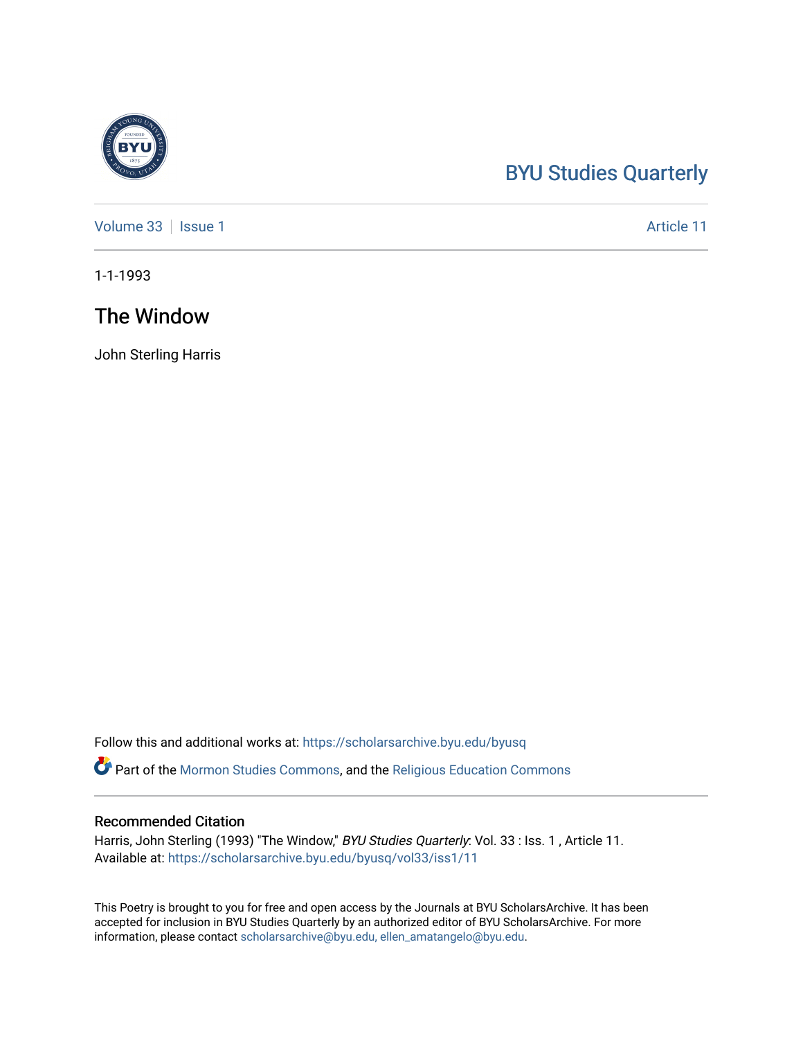BYU Studies Quarterly

Volume 33 | Issue 1 | Article 11

1-1-1993

# The Window

John Sterling Harris

Follow this and additional works at: https://scholarsarchive.byu.edu/byusq

Part of the Mormon Studies Commons, and the Religious Education Commons

## Recommended Citation

Harris, John Sterling (1993) "The Window," *BYU Studies Quarterly*: Vol. 33 : Iss. 1 , Article 11.
Available at: https://scholarsarchive.byu.edu/byusq/vol33/iss1/11

This Poetry is brought to you for free and open access by the Journals at BYU ScholarsArchive. It has been accepted for inclusion in BYU Studies Quarterly by an authorized editor of BYU ScholarsArchive. For more information, please contact scholarsarchive@byu.edu, ellen_amatangelo@byu.edu.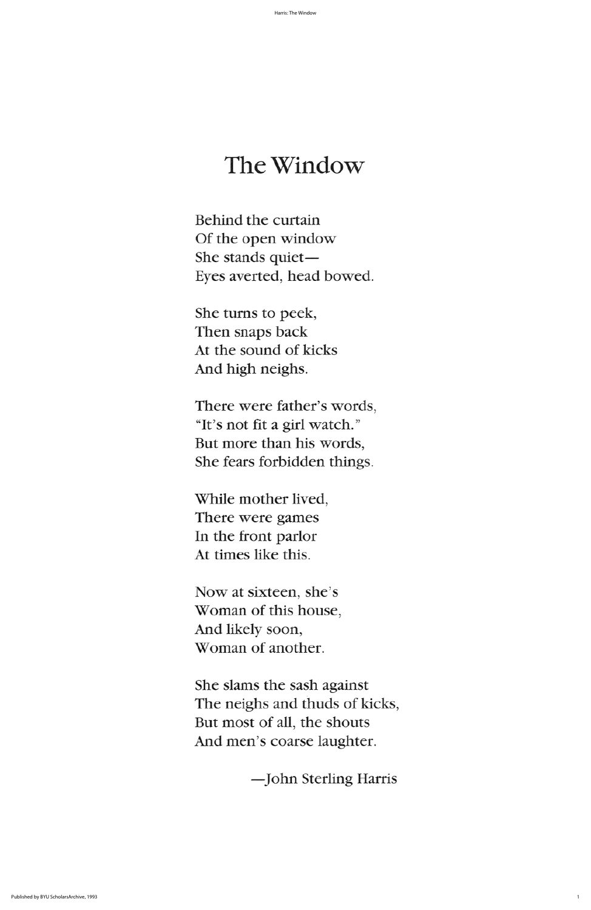# The Window

Behind the curtain  
Of the open window  
She stands quiet—  
Eyes averted, head bowed.

She turns to peek,  
Then snaps back  
At the sound of kicks  
And high neighs.

There were father's words,  
"It's not fit a girl watch."  
But more than his words,  
She fears forbidden things.

While mother lived,  
There were games  
In the front parlor  
At times like this.

Now at sixteen, she's  
Woman of this house,  
And likely soon,  
Woman of another.

She slams the sash against  
The neighs and thuds of kicks,  
But most of all, the shouts  
And men's coarse laughter.

—John Sterling Harris